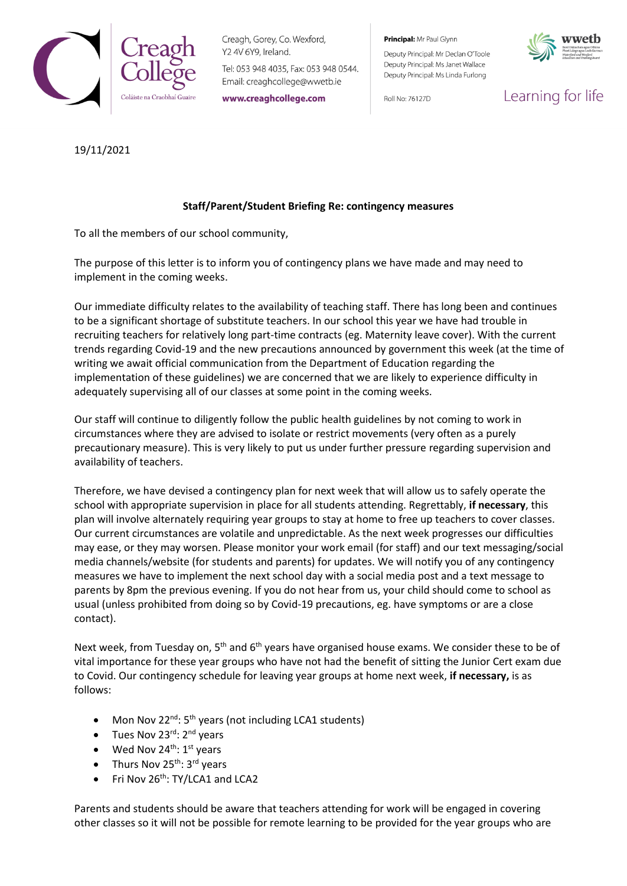Creagh College
Coláiste na Craobhaí Guaire

Creagh, Gorey, Co. Wexford, Y2 4V 6Y9, Ireland.
Tel: 053 948 4035, Fax: 053 948 0544.
Email: creaghcollege@wwetb.ie
**www.creaghcollege.com**

**Principal:** Mr Paul Glynn
Deputy Principal: Mr Declan O'Toole
Deputy Principal: Ms Janet Wallace
Deputy Principal: Ms Linda Furlong

Roll No: 76127D

wwetb
Learning for life

19/11/2021

**Staff/Parent/Student Briefing Re: contingency measures**

To all the members of our school community,

The purpose of this letter is to inform you of contingency plans we have made and may need to implement in the coming weeks.

Our immediate difficulty relates to the availability of teaching staff. There has long been and continues to be a significant shortage of substitute teachers. In our school this year we have had trouble in recruiting teachers for relatively long part-time contracts (eg. Maternity leave cover). With the current trends regarding Covid-19 and the new precautions announced by government this week (at the time of writing we await official communication from the Department of Education regarding the implementation of these guidelines) we are concerned that we are likely to experience difficulty in adequately supervising all of our classes at some point in the coming weeks.

Our staff will continue to diligently follow the public health guidelines by not coming to work in circumstances where they are advised to isolate or restrict movements (very often as a purely precautionary measure). This is very likely to put us under further pressure regarding supervision and availability of teachers.

Therefore, we have devised a contingency plan for next week that will allow us to safely operate the school with appropriate supervision in place for all students attending. Regrettably, **if necessary**, this plan will involve alternately requiring year groups to stay at home to free up teachers to cover classes. Our current circumstances are volatile and unpredictable. As the next week progresses our difficulties may ease, or they may worsen. Please monitor your work email (for staff) and our text messaging/social media channels/website (for students and parents) for updates. We will notify you of any contingency measures we have to implement the next school day with a social media post and a text message to parents by 8pm the previous evening. If you do not hear from us, your child should come to school as usual (unless prohibited from doing so by Covid-19 precautions, eg. have symptoms or are a close contact).

Next week, from Tuesday on, 5th and 6th years have organised house exams. We consider these to be of vital importance for these year groups who have not had the benefit of sitting the Junior Cert exam due to Covid. Our contingency schedule for leaving year groups at home next week, **if necessary,** is as follows:

- Mon Nov 22nd: 5th years (not including LCA1 students)
- Tues Nov 23rd: 2nd years
- Wed Nov 24th: 1st years
- Thurs Nov 25th: 3rd years
- Fri Nov 26th: TY/LCA1 and LCA2

Parents and students should be aware that teachers attending for work will be engaged in covering other classes so it will not be possible for remote learning to be provided for the year groups who are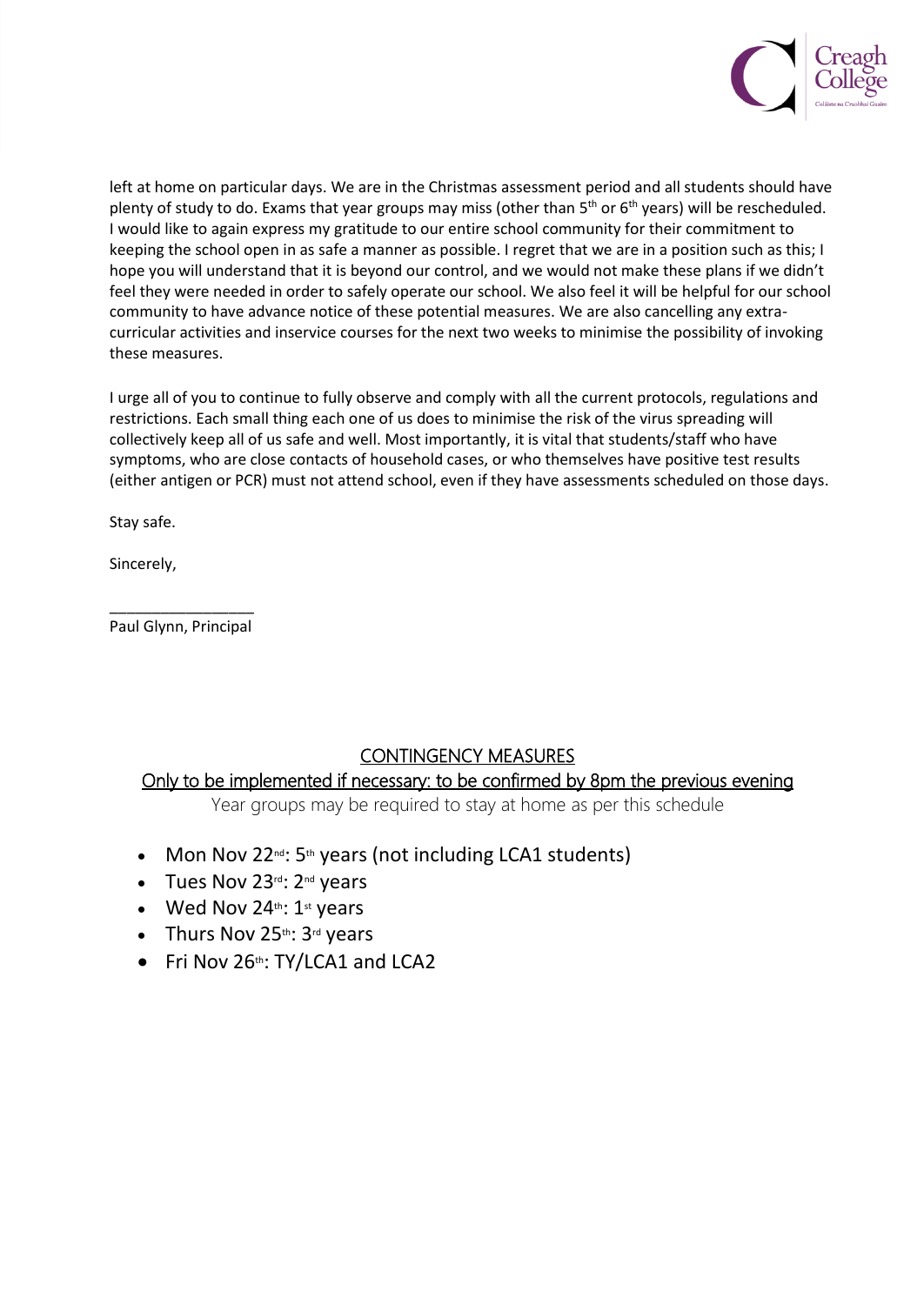left at home on particular days. We are in the Christmas assessment period and all students should have plenty of study to do. Exams that year groups may miss (other than 5th or 6th years) will be rescheduled. I would like to again express my gratitude to our entire school community for their commitment to keeping the school open in as safe a manner as possible. I regret that we are in a position such as this; I hope you will understand that it is beyond our control, and we would not make these plans if we didn't feel they were needed in order to safely operate our school. We also feel it will be helpful for our school community to have advance notice of these potential measures. We are also cancelling any extra-curricular activities and inservice courses for the next two weeks to minimise the possibility of invoking these measures.

I urge all of you to continue to fully observe and comply with all the current protocols, regulations and restrictions. Each small thing each one of us does to minimise the risk of the virus spreading will collectively keep all of us safe and well. Most importantly, it is vital that students/staff who have symptoms, who are close contacts of household cases, or who themselves have positive test results (either antigen or PCR) must not attend school, even if they have assessments scheduled on those days.

Stay safe.

Sincerely,

\_\_\_\_\_\_\_\_\_\_\_\_\_\_\_\_\_\_

Paul Glynn, Principal

## CONTINGENCY MEASURES

### Only to be implemented if necessary: to be confirmed by 8pm the previous evening

Year groups may be required to stay at home as per this schedule

- Mon Nov 22nd: 5th years (not including LCA1 students)
- Tues Nov 23rd: 2nd years
- Wed Nov 24th: 1st years
- Thurs Nov 25th: 3rd years
- Fri Nov 26th: TY/LCA1 and LCA2